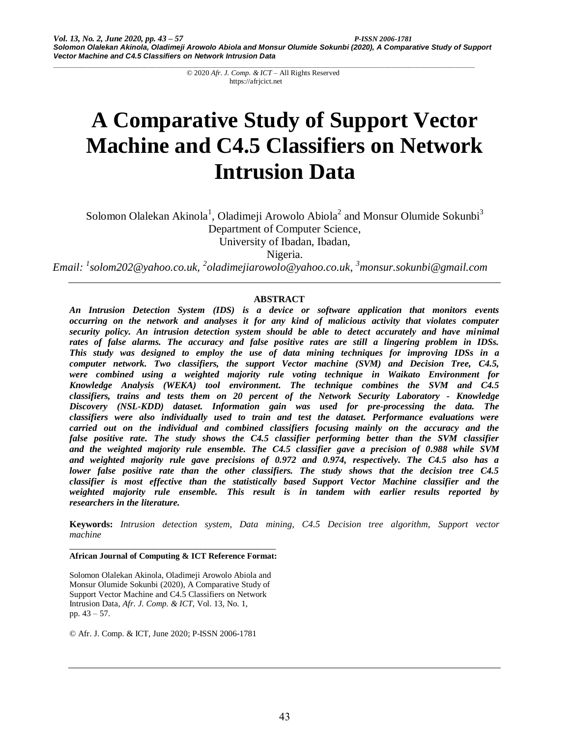© 2020 *Afr. J. Comp. & ICT* – All Rights Reserved
https://afrjcict.net

# A Comparative Study of Support Vector Machine and C4.5 Classifiers on Network Intrusion Data

Solomon Olalekan Akinola[1], Oladimeji Arowolo Abiola[2] and Monsur Olumide Sokunbi[3]
Department of Computer Science,
University of Ibadan, Ibadan,
Nigeria.

*Email: [1]solom202@yahoo.co.uk, [2]oladimejiarowolo@yahoo.co.uk, [3]monsur.sokunbi@gmail.com*

## ABSTRACT

***An Intrusion Detection System (IDS) is a device or software application that monitors events occurring on the network and analyses it for any kind of malicious activity that violates computer security policy. An intrusion detection system should be able to detect accurately and have minimal rates of false alarms. The accuracy and false positive rates are still a lingering problem in IDSs. This study was designed to employ the use of data mining techniques for improving IDSs in a computer network. Two classifiers, the support Vector machine (SVM) and Decision Tree, C4.5, were combined using a weighted majority rule voting technique in Waikato Environment for Knowledge Analysis (WEKA) tool environment. The technique combines the SVM and C4.5 classifiers, trains and tests them on 20 percent of the Network Security Laboratory - Knowledge Discovery (NSL-KDD) dataset. Information gain was used for pre-processing the data. The classifiers were also individually used to train and test the dataset. Performance evaluations were carried out on the individual and combined classifiers focusing mainly on the accuracy and the false positive rate. The study shows the C4.5 classifier performing better than the SVM classifier and the weighted majority rule ensemble. The C4.5 classifier gave a precision of 0.988 while SVM and weighted majority rule gave precisions of 0.972 and 0.974, respectively. The C4.5 also has a lower false positive rate than the other classifiers. The study shows that the decision tree C4.5 classifier is most effective than the statistically based Support Vector Machine classifier and the weighted majority rule ensemble. This result is in tandem with earlier results reported by researchers in the literature.***

**Keywords:** *Intrusion detection system, Data mining, C4.5 Decision tree algorithm, Support vector machine*

---

**African Journal of Computing & ICT Reference Format:**

Solomon Olalekan Akinola, Oladimeji Arowolo Abiola and Monsur Olumide Sokunbi (2020), A Comparative Study of Support Vector Machine and C4.5 Classifiers on Network Intrusion Data, *Afr. J. Comp. & ICT*, Vol. 13, No. 1, pp. 43 – 57.

© Afr. J. Comp. & ICT, June 2020; P-ISSN 2006-1781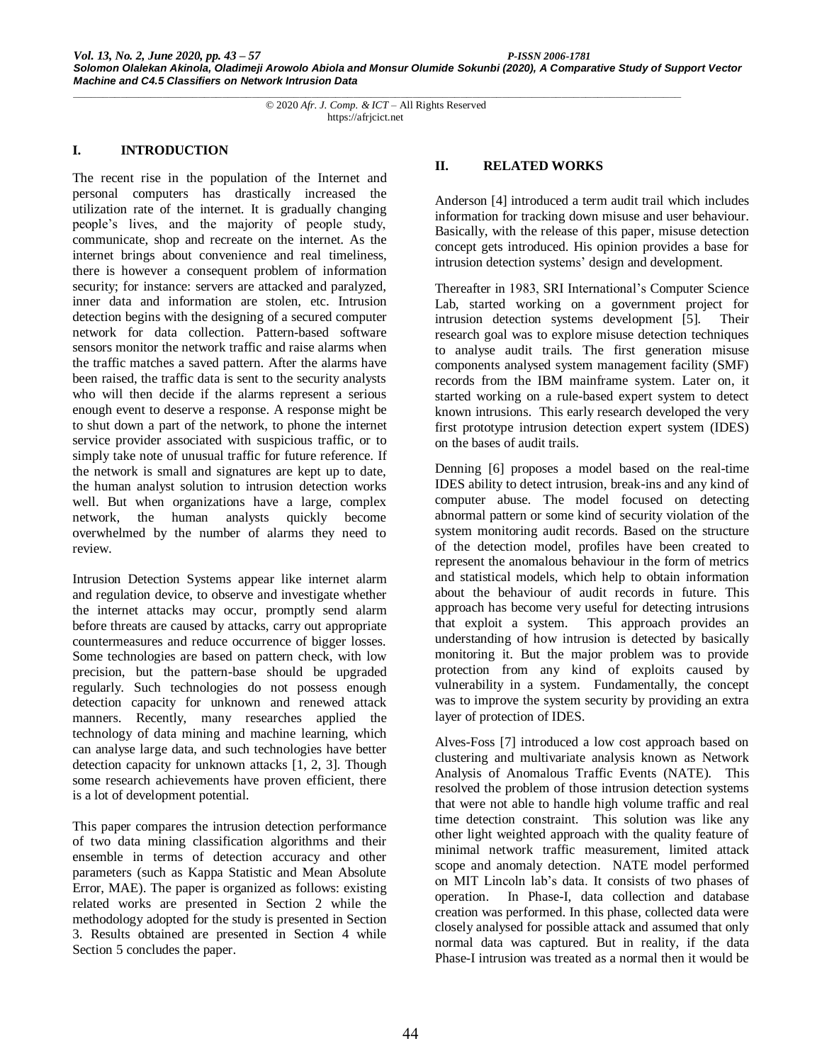## I. INTRODUCTION

The recent rise in the population of the Internet and personal computers has drastically increased the utilization rate of the internet. It is gradually changing people's lives, and the majority of people study, communicate, shop and recreate on the internet. As the internet brings about convenience and real timeliness, there is however a consequent problem of information security; for instance: servers are attacked and paralyzed, inner data and information are stolen, etc. Intrusion detection begins with the designing of a secured computer network for data collection. Pattern-based software sensors monitor the network traffic and raise alarms when the traffic matches a saved pattern. After the alarms have been raised, the traffic data is sent to the security analysts who will then decide if the alarms represent a serious enough event to deserve a response. A response might be to shut down a part of the network, to phone the internet service provider associated with suspicious traffic, or to simply take note of unusual traffic for future reference. If the network is small and signatures are kept up to date, the human analyst solution to intrusion detection works well. But when organizations have a large, complex network, the human analysts quickly become overwhelmed by the number of alarms they need to review.

Intrusion Detection Systems appear like internet alarm and regulation device, to observe and investigate whether the internet attacks may occur, promptly send alarm before threats are caused by attacks, carry out appropriate countermeasures and reduce occurrence of bigger losses. Some technologies are based on pattern check, with low precision, but the pattern-base should be upgraded regularly. Such technologies do not possess enough detection capacity for unknown and renewed attack manners. Recently, many researches applied the technology of data mining and machine learning, which can analyse large data, and such technologies have better detection capacity for unknown attacks [1, 2, 3]. Though some research achievements have proven efficient, there is a lot of development potential.

This paper compares the intrusion detection performance of two data mining classification algorithms and their ensemble in terms of detection accuracy and other parameters (such as Kappa Statistic and Mean Absolute Error, MAE). The paper is organized as follows: existing related works are presented in Section 2 while the methodology adopted for the study is presented in Section 3. Results obtained are presented in Section 4 while Section 5 concludes the paper.

## II. RELATED WORKS

Anderson [4] introduced a term audit trail which includes information for tracking down misuse and user behaviour. Basically, with the release of this paper, misuse detection concept gets introduced. His opinion provides a base for intrusion detection systems' design and development.

Thereafter in 1983, SRI International's Computer Science Lab, started working on a government project for intrusion detection systems development [5]. Their research goal was to explore misuse detection techniques to analyse audit trails. The first generation misuse components analysed system management facility (SMF) records from the IBM mainframe system. Later on, it started working on a rule-based expert system to detect known intrusions. This early research developed the very first prototype intrusion detection expert system (IDES) on the bases of audit trails.

Denning [6] proposes a model based on the real-time IDES ability to detect intrusion, break-ins and any kind of computer abuse. The model focused on detecting abnormal pattern or some kind of security violation of the system monitoring audit records. Based on the structure of the detection model, profiles have been created to represent the anomalous behaviour in the form of metrics and statistical models, which help to obtain information about the behaviour of audit records in future. This approach has become very useful for detecting intrusions that exploit a system. This approach provides an understanding of how intrusion is detected by basically monitoring it. But the major problem was to provide protection from any kind of exploits caused by vulnerability in a system. Fundamentally, the concept was to improve the system security by providing an extra layer of protection of IDES.

Alves-Foss [7] introduced a low cost approach based on clustering and multivariate analysis known as Network Analysis of Anomalous Traffic Events (NATE). This resolved the problem of those intrusion detection systems that were not able to handle high volume traffic and real time detection constraint. This solution was like any other light weighted approach with the quality feature of minimal network traffic measurement, limited attack scope and anomaly detection. NATE model performed on MIT Lincoln lab's data. It consists of two phases of operation. In Phase-I, data collection and database creation was performed. In this phase, collected data were closely analysed for possible attack and assumed that only normal data was captured. But in reality, if the data Phase-I intrusion was treated as a normal then it would be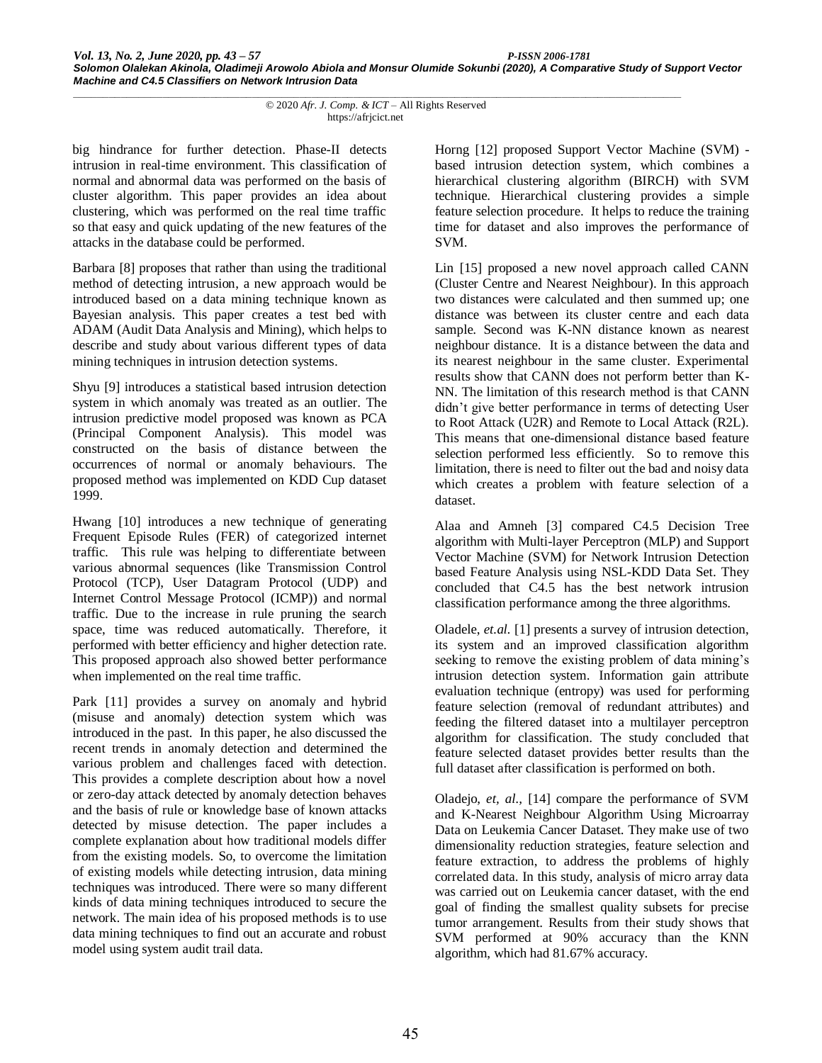big hindrance for further detection. Phase-II detects intrusion in real-time environment. This classification of normal and abnormal data was performed on the basis of cluster algorithm. This paper provides an idea about clustering, which was performed on the real time traffic so that easy and quick updating of the new features of the attacks in the database could be performed.

Barbara [8] proposes that rather than using the traditional method of detecting intrusion, a new approach would be introduced based on a data mining technique known as Bayesian analysis. This paper creates a test bed with ADAM (Audit Data Analysis and Mining), which helps to describe and study about various different types of data mining techniques in intrusion detection systems.

Shyu [9] introduces a statistical based intrusion detection system in which anomaly was treated as an outlier. The intrusion predictive model proposed was known as PCA (Principal Component Analysis). This model was constructed on the basis of distance between the occurrences of normal or anomaly behaviours. The proposed method was implemented on KDD Cup dataset 1999.

Hwang [10] introduces a new technique of generating Frequent Episode Rules (FER) of categorized internet traffic. This rule was helping to differentiate between various abnormal sequences (like Transmission Control Protocol (TCP), User Datagram Protocol (UDP) and Internet Control Message Protocol (ICMP)) and normal traffic. Due to the increase in rule pruning the search space, time was reduced automatically. Therefore, it performed with better efficiency and higher detection rate. This proposed approach also showed better performance when implemented on the real time traffic.

Park [11] provides a survey on anomaly and hybrid (misuse and anomaly) detection system which was introduced in the past. In this paper, he also discussed the recent trends in anomaly detection and determined the various problem and challenges faced with detection. This provides a complete description about how a novel or zero-day attack detected by anomaly detection behaves and the basis of rule or knowledge base of known attacks detected by misuse detection. The paper includes a complete explanation about how traditional models differ from the existing models. So, to overcome the limitation of existing models while detecting intrusion, data mining techniques was introduced. There were so many different kinds of data mining techniques introduced to secure the network. The main idea of his proposed methods is to use data mining techniques to find out an accurate and robust model using system audit trail data.

Horng [12] proposed Support Vector Machine (SVM) - based intrusion detection system, which combines a hierarchical clustering algorithm (BIRCH) with SVM technique. Hierarchical clustering provides a simple feature selection procedure. It helps to reduce the training time for dataset and also improves the performance of SVM.

Lin [15] proposed a new novel approach called CANN (Cluster Centre and Nearest Neighbour). In this approach two distances were calculated and then summed up; one distance was between its cluster centre and each data sample. Second was K-NN distance known as nearest neighbour distance. It is a distance between the data and its nearest neighbour in the same cluster. Experimental results show that CANN does not perform better than K-NN. The limitation of this research method is that CANN didn't give better performance in terms of detecting User to Root Attack (U2R) and Remote to Local Attack (R2L). This means that one-dimensional distance based feature selection performed less efficiently. So to remove this limitation, there is need to filter out the bad and noisy data which creates a problem with feature selection of a dataset.

Alaa and Amneh [3] compared C4.5 Decision Tree algorithm with Multi-layer Perceptron (MLP) and Support Vector Machine (SVM) for Network Intrusion Detection based Feature Analysis using NSL-KDD Data Set. They concluded that C4.5 has the best network intrusion classification performance among the three algorithms.

Oladele, *et.al.* [1] presents a survey of intrusion detection, its system and an improved classification algorithm seeking to remove the existing problem of data mining's intrusion detection system. Information gain attribute evaluation technique (entropy) was used for performing feature selection (removal of redundant attributes) and feeding the filtered dataset into a multilayer perceptron algorithm for classification. The study concluded that feature selected dataset provides better results than the full dataset after classification is performed on both.

Oladejo, *et, al.,* [14] compare the performance of SVM and K-Nearest Neighbour Algorithm Using Microarray Data on Leukemia Cancer Dataset. They make use of two dimensionality reduction strategies, feature selection and feature extraction, to address the problems of highly correlated data. In this study, analysis of micro array data was carried out on Leukemia cancer dataset, with the end goal of finding the smallest quality subsets for precise tumor arrangement. Results from their study shows that SVM performed at 90% accuracy than the KNN algorithm, which had 81.67% accuracy.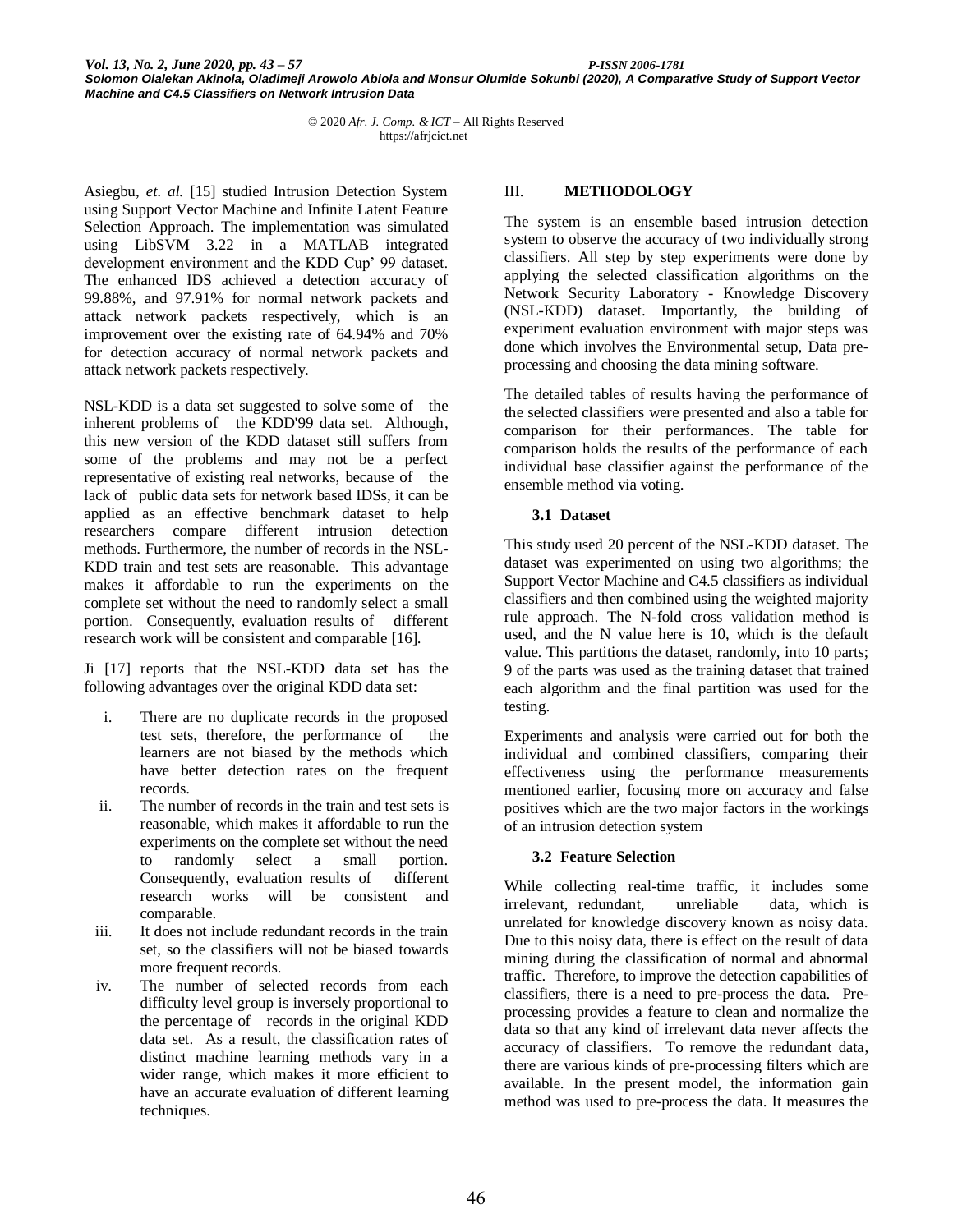Asiegbu, *et. al.* [15] studied Intrusion Detection System using Support Vector Machine and Infinite Latent Feature Selection Approach. The implementation was simulated using LibSVM 3.22 in a MATLAB integrated development environment and the KDD Cup' 99 dataset. The enhanced IDS achieved a detection accuracy of 99.88%, and 97.91% for normal network packets and attack network packets respectively, which is an improvement over the existing rate of 64.94% and 70% for detection accuracy of normal network packets and attack network packets respectively.

NSL-KDD is a data set suggested to solve some of the inherent problems of the KDD'99 data set. Although, this new version of the KDD dataset still suffers from some of the problems and may not be a perfect representative of existing real networks, because of the lack of public data sets for network based IDSs, it can be applied as an effective benchmark dataset to help researchers compare different intrusion detection methods. Furthermore, the number of records in the NSL-KDD train and test sets are reasonable. This advantage makes it affordable to run the experiments on the complete set without the need to randomly select a small portion. Consequently, evaluation results of different research work will be consistent and comparable [16].

Ji [17] reports that the NSL-KDD data set has the following advantages over the original KDD data set:

i. There are no duplicate records in the proposed test sets, therefore, the performance of the learners are not biased by the methods which have better detection rates on the frequent records.
ii. The number of records in the train and test sets is reasonable, which makes it affordable to run the experiments on the complete set without the need to randomly select a small portion. Consequently, evaluation results of different research works will be consistent and comparable.
iii. It does not include redundant records in the train set, so the classifiers will not be biased towards more frequent records.
iv. The number of selected records from each difficulty level group is inversely proportional to the percentage of records in the original KDD data set. As a result, the classification rates of distinct machine learning methods vary in a wider range, which makes it more efficient to have an accurate evaluation of different learning techniques.

## III. METHODOLOGY

The system is an ensemble based intrusion detection system to observe the accuracy of two individually strong classifiers. All step by step experiments were done by applying the selected classification algorithms on the Network Security Laboratory - Knowledge Discovery (NSL-KDD) dataset. Importantly, the building of experiment evaluation environment with major steps was done which involves the Environmental setup, Data pre-processing and choosing the data mining software.

The detailed tables of results having the performance of the selected classifiers were presented and also a table for comparison for their performances. The table for comparison holds the results of the performance of each individual base classifier against the performance of the ensemble method via voting.

### 3.1 Dataset

This study used 20 percent of the NSL-KDD dataset. The dataset was experimented on using two algorithms; the Support Vector Machine and C4.5 classifiers as individual classifiers and then combined using the weighted majority rule approach. The N-fold cross validation method is used, and the N value here is 10, which is the default value. This partitions the dataset, randomly, into 10 parts; 9 of the parts was used as the training dataset that trained each algorithm and the final partition was used for the testing.

Experiments and analysis were carried out for both the individual and combined classifiers, comparing their effectiveness using the performance measurements mentioned earlier, focusing more on accuracy and false positives which are the two major factors in the workings of an intrusion detection system

### 3.2 Feature Selection

While collecting real-time traffic, it includes some irrelevant, redundant, unreliable data, which is unrelated for knowledge discovery known as noisy data. Due to this noisy data, there is effect on the result of data mining during the classification of normal and abnormal traffic. Therefore, to improve the detection capabilities of classifiers, there is a need to pre-process the data. Pre-processing provides a feature to clean and normalize the data so that any kind of irrelevant data never affects the accuracy of classifiers. To remove the redundant data, there are various kinds of pre-processing filters which are available. In the present model, the information gain method was used to pre-process the data. It measures the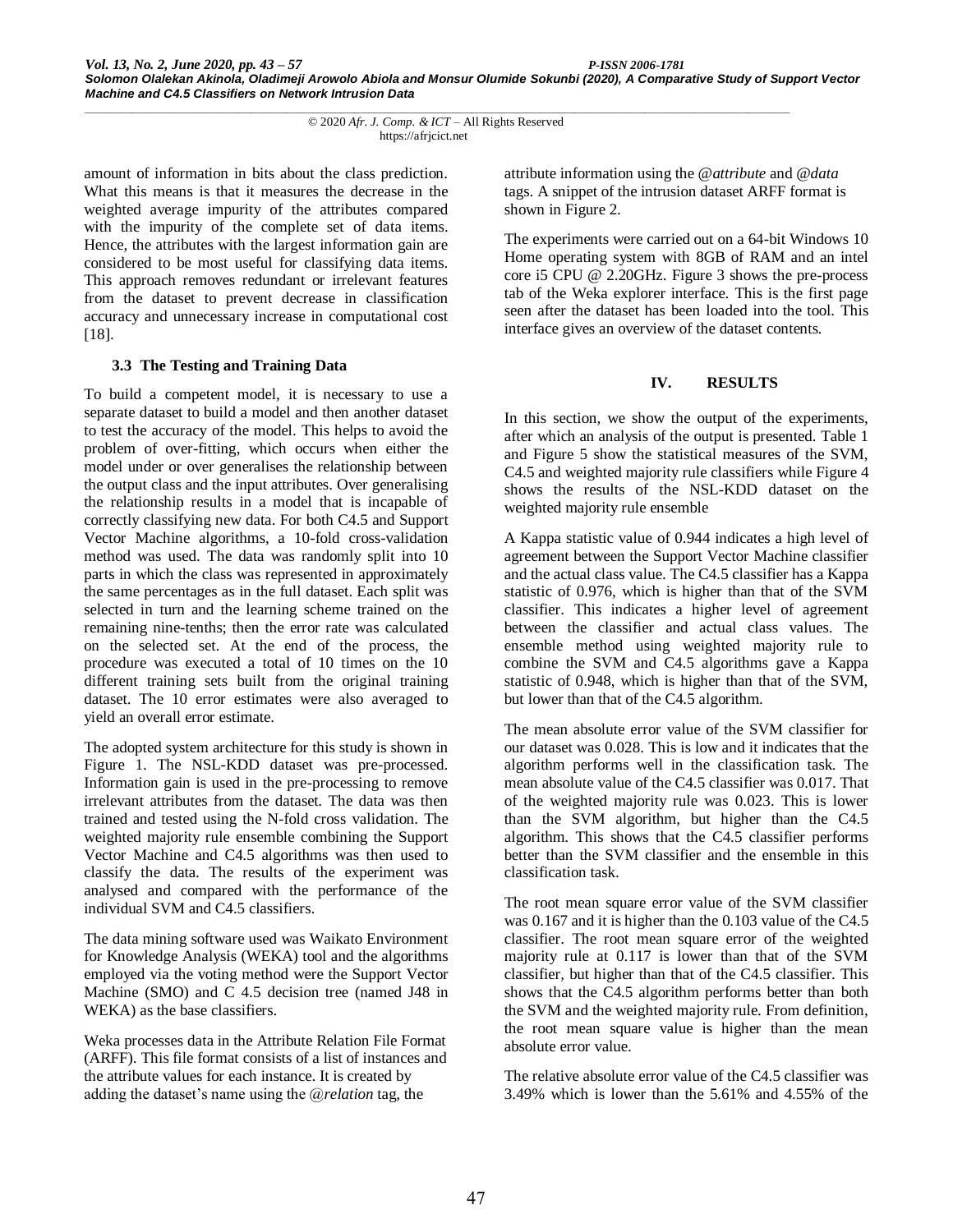amount of information in bits about the class prediction. What this means is that it measures the decrease in the weighted average impurity of the attributes compared with the impurity of the complete set of data items. Hence, the attributes with the largest information gain are considered to be most useful for classifying data items. This approach removes redundant or irrelevant features from the dataset to prevent decrease in classification accuracy and unnecessary increase in computational cost [18].

### 3.3 The Testing and Training Data

To build a competent model, it is necessary to use a separate dataset to build a model and then another dataset to test the accuracy of the model. This helps to avoid the problem of over-fitting, which occurs when either the model under or over generalises the relationship between the output class and the input attributes. Over generalising the relationship results in a model that is incapable of correctly classifying new data. For both C4.5 and Support Vector Machine algorithms, a 10-fold cross-validation method was used. The data was randomly split into 10 parts in which the class was represented in approximately the same percentages as in the full dataset. Each split was selected in turn and the learning scheme trained on the remaining nine-tenths; then the error rate was calculated on the selected set. At the end of the process, the procedure was executed a total of 10 times on the 10 different training sets built from the original training dataset. The 10 error estimates were also averaged to yield an overall error estimate.

The adopted system architecture for this study is shown in Figure 1. The NSL-KDD dataset was pre-processed. Information gain is used in the pre-processing to remove irrelevant attributes from the dataset. The data was then trained and tested using the N-fold cross validation. The weighted majority rule ensemble combining the Support Vector Machine and C4.5 algorithms was then used to classify the data. The results of the experiment was analysed and compared with the performance of the individual SVM and C4.5 classifiers.

The data mining software used was Waikato Environment for Knowledge Analysis (WEKA) tool and the algorithms employed via the voting method were the Support Vector Machine (SMO) and C 4.5 decision tree (named J48 in WEKA) as the base classifiers.

Weka processes data in the Attribute Relation File Format (ARFF). This file format consists of a list of instances and the attribute values for each instance. It is created by adding the dataset's name using the *@relation* tag, the attribute information using the *@attribute* and *@data* tags. A snippet of the intrusion dataset ARFF format is shown in Figure 2.

The experiments were carried out on a 64-bit Windows 10 Home operating system with 8GB of RAM and an intel core i5 CPU @ 2.20GHz. Figure 3 shows the pre-process tab of the Weka explorer interface. This is the first page seen after the dataset has been loaded into the tool. This interface gives an overview of the dataset contents.

## IV. RESULTS

In this section, we show the output of the experiments, after which an analysis of the output is presented. Table 1 and Figure 5 show the statistical measures of the SVM, C4.5 and weighted majority rule classifiers while Figure 4 shows the results of the NSL-KDD dataset on the weighted majority rule ensemble

A Kappa statistic value of 0.944 indicates a high level of agreement between the Support Vector Machine classifier and the actual class value. The C4.5 classifier has a Kappa statistic of 0.976, which is higher than that of the SVM classifier. This indicates a higher level of agreement between the classifier and actual class values. The ensemble method using weighted majority rule to combine the SVM and C4.5 algorithms gave a Kappa statistic of 0.948, which is higher than that of the SVM, but lower than that of the C4.5 algorithm.

The mean absolute error value of the SVM classifier for our dataset was 0.028. This is low and it indicates that the algorithm performs well in the classification task. The mean absolute value of the C4.5 classifier was 0.017. That of the weighted majority rule was 0.023. This is lower than the SVM algorithm, but higher than the C4.5 algorithm. This shows that the C4.5 classifier performs better than the SVM classifier and the ensemble in this classification task.

The root mean square error value of the SVM classifier was 0.167 and it is higher than the 0.103 value of the C4.5 classifier. The root mean square error of the weighted majority rule at 0.117 is lower than that of the SVM classifier, but higher than that of the C4.5 classifier. This shows that the C4.5 algorithm performs better than both the SVM and the weighted majority rule. From definition, the root mean square value is higher than the mean absolute error value.

The relative absolute error value of the C4.5 classifier was 3.49% which is lower than the 5.61% and 4.55% of the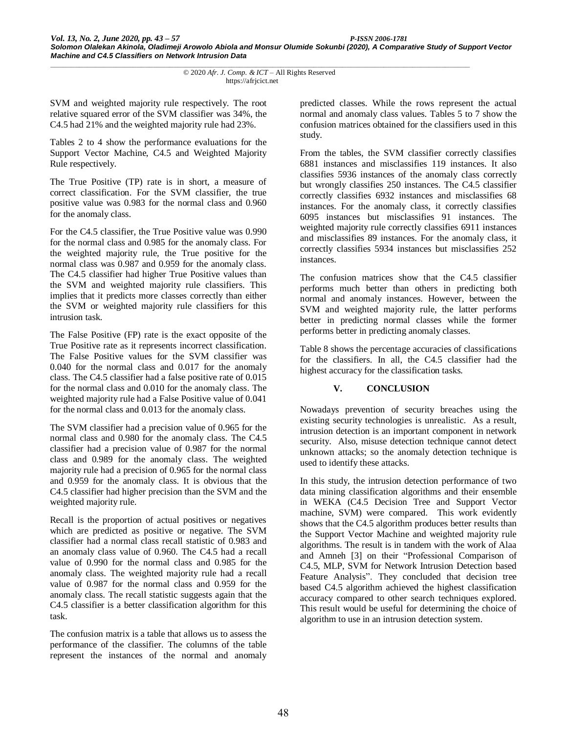SVM and weighted majority rule respectively. The root relative squared error of the SVM classifier was 34%, the C4.5 had 21% and the weighted majority rule had 23%.

Tables 2 to 4 show the performance evaluations for the Support Vector Machine, C4.5 and Weighted Majority Rule respectively.

The True Positive (TP) rate is in short, a measure of correct classification. For the SVM classifier, the true positive value was 0.983 for the normal class and 0.960 for the anomaly class.

For the C4.5 classifier, the True Positive value was 0.990 for the normal class and 0.985 for the anomaly class. For the weighted majority rule, the True positive for the normal class was 0.987 and 0.959 for the anomaly class. The C4.5 classifier had higher True Positive values than the SVM and weighted majority rule classifiers. This implies that it predicts more classes correctly than either the SVM or weighted majority rule classifiers for this intrusion task.

The False Positive (FP) rate is the exact opposite of the True Positive rate as it represents incorrect classification. The False Positive values for the SVM classifier was 0.040 for the normal class and 0.017 for the anomaly class. The C4.5 classifier had a false positive rate of 0.015 for the normal class and 0.010 for the anomaly class. The weighted majority rule had a False Positive value of 0.041 for the normal class and 0.013 for the anomaly class.

The SVM classifier had a precision value of 0.965 for the normal class and 0.980 for the anomaly class. The C4.5 classifier had a precision value of 0.987 for the normal class and 0.989 for the anomaly class. The weighted majority rule had a precision of 0.965 for the normal class and 0.959 for the anomaly class. It is obvious that the C4.5 classifier had higher precision than the SVM and the weighted majority rule.

Recall is the proportion of actual positives or negatives which are predicted as positive or negative. The SVM classifier had a normal class recall statistic of 0.983 and an anomaly class value of 0.960. The C4.5 had a recall value of 0.990 for the normal class and 0.985 for the anomaly class. The weighted majority rule had a recall value of 0.987 for the normal class and 0.959 for the anomaly class. The recall statistic suggests again that the C4.5 classifier is a better classification algorithm for this task.

The confusion matrix is a table that allows us to assess the performance of the classifier. The columns of the table represent the instances of the normal and anomaly predicted classes. While the rows represent the actual normal and anomaly class values. Tables 5 to 7 show the confusion matrices obtained for the classifiers used in this study.

From the tables, the SVM classifier correctly classifies 6881 instances and misclassifies 119 instances. It also classifies 5936 instances of the anomaly class correctly but wrongly classifies 250 instances. The C4.5 classifier correctly classifies 6932 instances and misclassifies 68 instances. For the anomaly class, it correctly classifies 6095 instances but misclassifies 91 instances. The weighted majority rule correctly classifies 6911 instances and misclassifies 89 instances. For the anomaly class, it correctly classifies 5934 instances but misclassifies 252 instances.

The confusion matrices show that the C4.5 classifier performs much better than others in predicting both normal and anomaly instances. However, between the SVM and weighted majority rule, the latter performs better in predicting normal classes while the former performs better in predicting anomaly classes.

Table 8 shows the percentage accuracies of classifications for the classifiers. In all, the C4.5 classifier had the highest accuracy for the classification tasks.

## V. CONCLUSION

Nowadays prevention of security breaches using the existing security technologies is unrealistic. As a result, intrusion detection is an important component in network security. Also, misuse detection technique cannot detect unknown attacks; so the anomaly detection technique is used to identify these attacks.

In this study, the intrusion detection performance of two data mining classification algorithms and their ensemble in WEKA (C4.5 Decision Tree and Support Vector machine, SVM) were compared. This work evidently shows that the C4.5 algorithm produces better results than the Support Vector Machine and weighted majority rule algorithms. The result is in tandem with the work of Alaa and Amneh [3] on their "Professional Comparison of C4.5, MLP, SVM for Network Intrusion Detection based Feature Analysis". They concluded that decision tree based C4.5 algorithm achieved the highest classification accuracy compared to other search techniques explored. This result would be useful for determining the choice of algorithm to use in an intrusion detection system.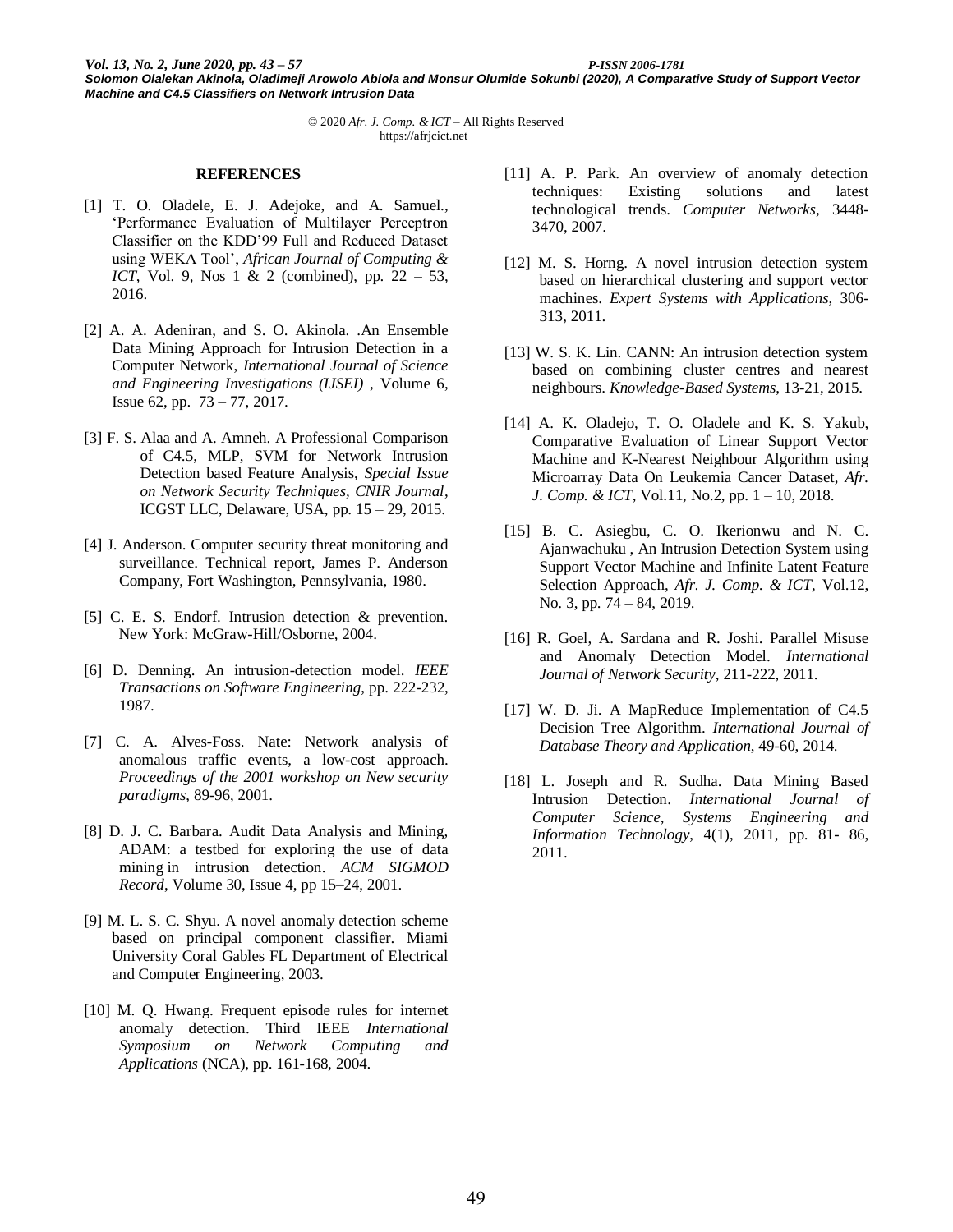## REFERENCES

[1] T. O. Oladele, E. J. Adejoke, and A. Samuel., 'Performance Evaluation of Multilayer Perceptron Classifier on the KDD'99 Full and Reduced Dataset using WEKA Tool', *African Journal of Computing & ICT*, Vol. 9, Nos 1 & 2 (combined), pp. 22 – 53, 2016.

[2] A. A. Adeniran, and S. O. Akinola. .An Ensemble Data Mining Approach for Intrusion Detection in a Computer Network, *International Journal of Science and Engineering Investigations (IJSEI)* , Volume 6, Issue 62, pp. 73 – 77, 2017.

[3] F. S. Alaa and A. Amneh. A Professional Comparison of C4.5, MLP, SVM for Network Intrusion Detection based Feature Analysis, *Special Issue on Network Security Techniques, CNIR Journal*, ICGST LLC, Delaware, USA, pp. 15 – 29, 2015.

[4] J. Anderson. Computer security threat monitoring and surveillance. Technical report, James P. Anderson Company, Fort Washington, Pennsylvania, 1980.

[5] C. E. S. Endorf. Intrusion detection & prevention. New York: McGraw-Hill/Osborne, 2004.

[6] D. Denning. An intrusion-detection model. *IEEE Transactions on Software Engineering*, pp. 222-232, 1987.

[7] C. A. Alves-Foss. Nate: Network analysis of anomalous traffic events, a low-cost approach. *Proceedings of the 2001 workshop on New security paradigms*, 89-96, 2001.

[8] D. J. C. Barbara. Audit Data Analysis and Mining, ADAM: a testbed for exploring the use of data mining in intrusion detection. *ACM SIGMOD Record*, Volume 30, Issue 4, pp 15–24, 2001.

[9] M. L. S. C. Shyu. A novel anomaly detection scheme based on principal component classifier. Miami University Coral Gables FL Department of Electrical and Computer Engineering, 2003.

[10] M. Q. Hwang. Frequent episode rules for internet anomaly detection. Third IEEE *International Symposium on Network Computing and Applications* (NCA), pp. 161-168, 2004.

[11] A. P. Park. An overview of anomaly detection techniques: Existing solutions and latest technological trends. *Computer Networks*, 3448-3470, 2007.

[12] M. S. Horng. A novel intrusion detection system based on hierarchical clustering and support vector machines. *Expert Systems with Applications*, 306-313, 2011.

[13] W. S. K. Lin. CANN: An intrusion detection system based on combining cluster centres and nearest neighbours. *Knowledge-Based Systems*, 13-21, 2015.

[14] A. K. Oladejo, T. O. Oladele and K. S. Yakub, Comparative Evaluation of Linear Support Vector Machine and K-Nearest Neighbour Algorithm using Microarray Data On Leukemia Cancer Dataset, *Afr. J. Comp. & ICT*, Vol.11, No.2, pp. 1 – 10, 2018.

[15] B. C. Asiegbu, C. O. Ikerionwu and N. C. Ajanwachuku , An Intrusion Detection System using Support Vector Machine and Infinite Latent Feature Selection Approach, *Afr. J. Comp. & ICT*, Vol.12, No. 3, pp. 74 – 84, 2019.

[16] R. Goel, A. Sardana and R. Joshi. Parallel Misuse and Anomaly Detection Model. *International Journal of Network Security*, 211-222, 2011.

[17] W. D. Ji. A MapReduce Implementation of C4.5 Decision Tree Algorithm. *International Journal of Database Theory and Application*, 49-60, 2014.

[18] L. Joseph and R. Sudha. Data Mining Based Intrusion Detection. *International Journal of Computer Science, Systems Engineering and Information Technology*, 4(1), 2011, pp. 81- 86, 2011.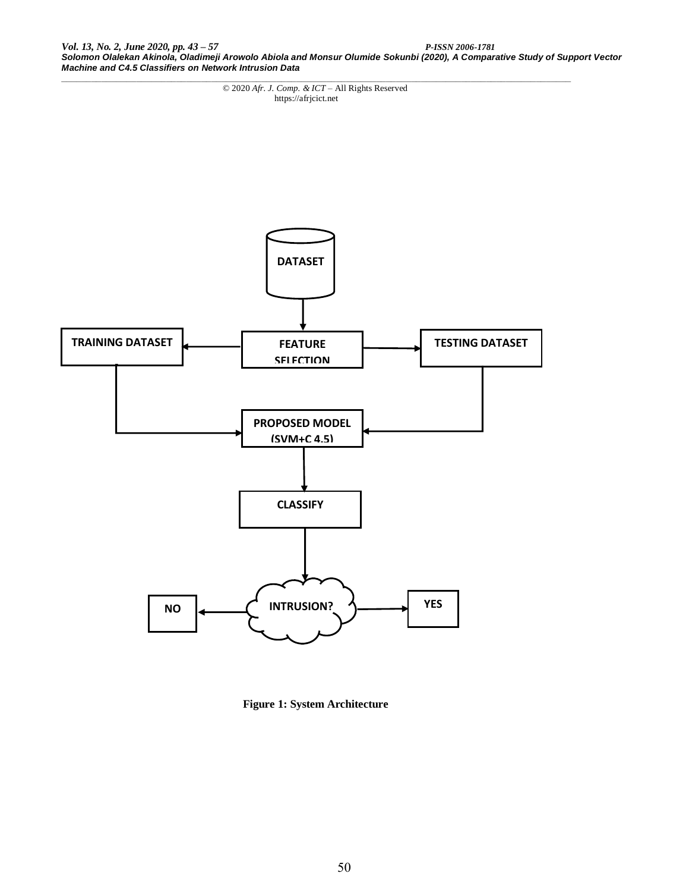Figure 1: System Architecture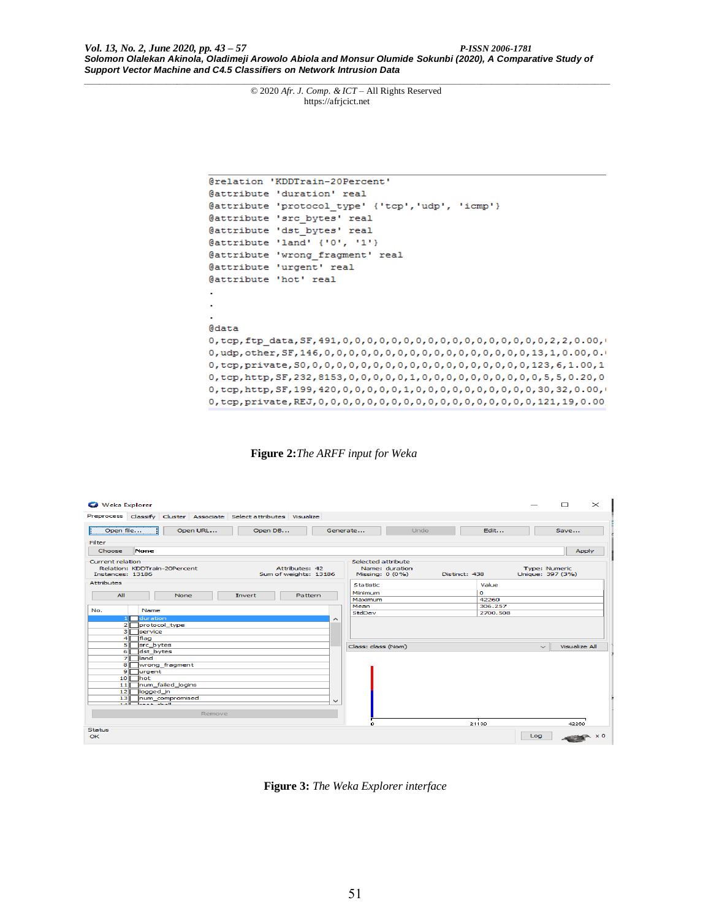```
@relation 'KDDTrain-20Percent'
@attribute 'duration' real
@attribute 'protocol_type' {'tcp','udp', 'icmp'}
@attribute 'src_bytes' real
@attribute 'dst_bytes' real
@attribute 'land' {'0', '1'}
@attribute 'wrong_fragment' real
@attribute 'urgent' real
@attribute 'hot' real
.
.
.
@data
0,tcp,ftp_data,SF,491,0,0,0,0,0,0,0,0,0,0,0,0,0,0,0,0,0,2,2,0.00,
0,udp,other,SF,146,0,0,0,0,0,0,0,0,0,0,0,0,0,0,0,0,0,13,1,0.00,0.
0,tcp,private,S0,0,0,0,0,0,0,0,0,0,0,0,0,0,0,0,0,0,0,123,6,1.00,1
0,tcp,http,SF,232,8153,0,0,0,0,0,1,0,0,0,0,0,0,0,0,0,0,5,5,0.20,0
0,tcp,http,SF,199,420,0,0,0,0,0,1,0,0,0,0,0,0,0,0,0,0,30,32,0.00,
0,tcp,private,REJ,0,0,0,0,0,0,0,0,0,0,0,0,0,0,0,0,0,0,121,19,0.00
```

**Figure 2:** *The ARFF input for Weka*

**Figure 3:** *The Weka Explorer interface*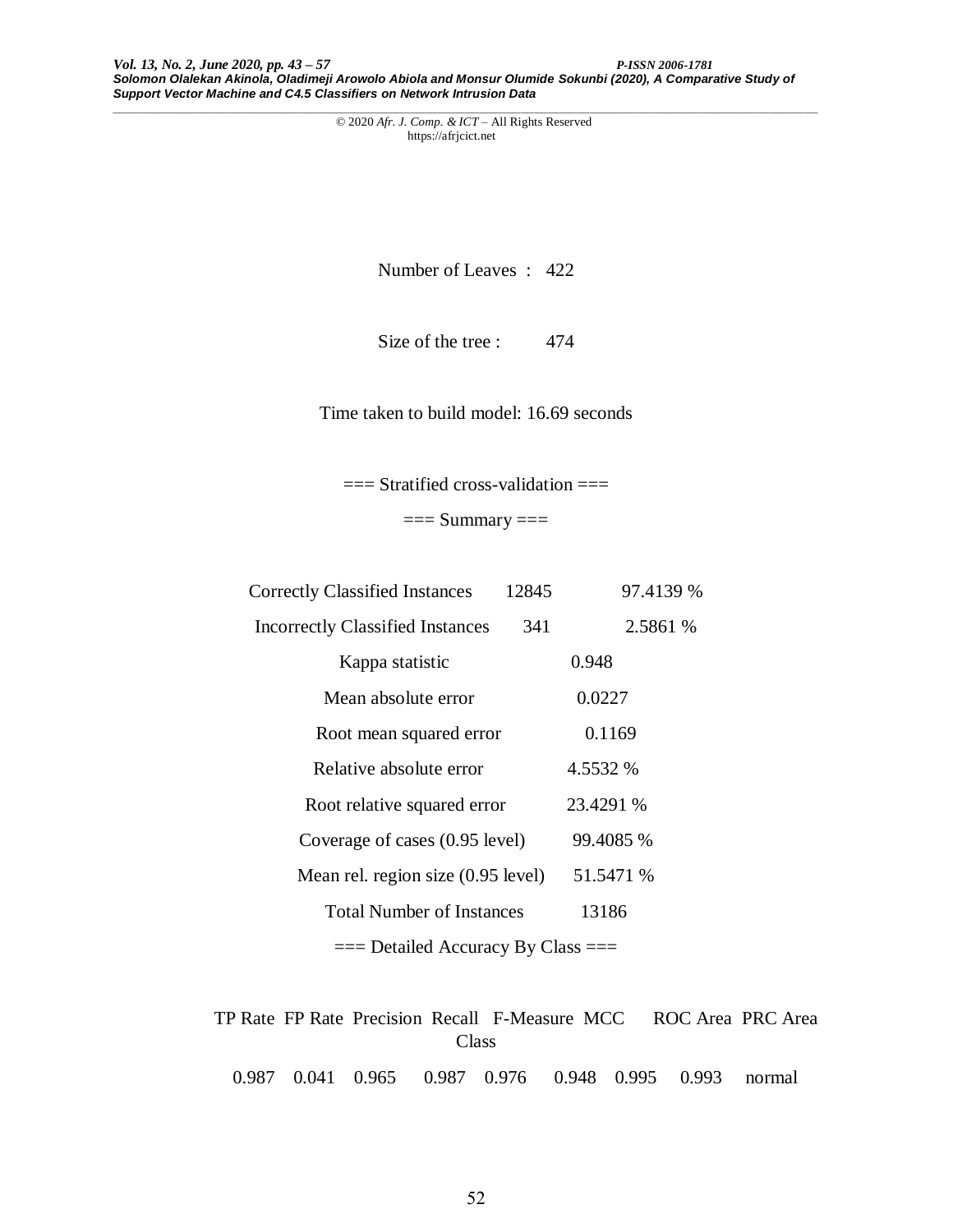Number of Leaves : 422

Size of the tree : 474

Time taken to build model: 16.69 seconds

=== Stratified cross-validation ===

=== Summary ===

| | | |
|---|---|---|
| Correctly Classified Instances | 12845 | 97.4139 % |
| Incorrectly Classified Instances | 341 | 2.5861 % |
| Kappa statistic | 0.948 | |
| Mean absolute error | 0.0227 | |
| Root mean squared error | 0.1169 | |
| Relative absolute error | 4.5532 % | |
| Root relative squared error | 23.4291 % | |
| Coverage of cases (0.95 level) | 99.4085 % | |
| Mean rel. region size (0.95 level) | 51.5471 % | |
| Total Number of Instances | 13186 | |

=== Detailed Accuracy By Class ===

| TP Rate | FP Rate | Precision | Recall | F-Measure | MCC | ROC Area | PRC Area | Class |
|---|---|---|---|---|---|---|---|---|
| 0.987 | 0.041 | 0.965 | 0.987 | 0.976 | 0.948 | 0.995 | 0.993 | normal |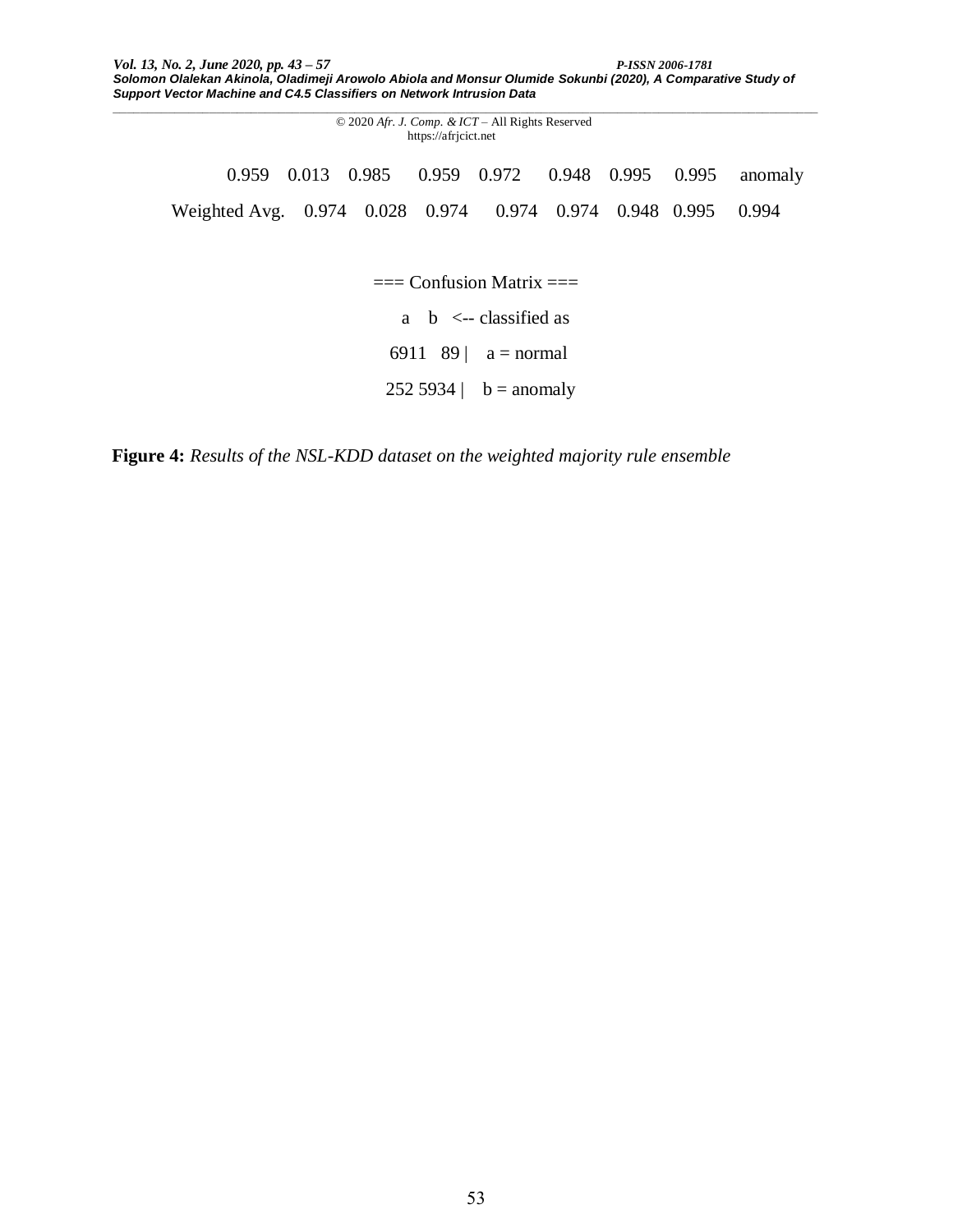0.959 0.013 0.985 0.959 0.972 0.948 0.995 0.995 anomaly

Weighted Avg. 0.974 0.028 0.974 0.974 0.974 0.948 0.995 0.994

```
=== Confusion Matrix ===
    a    b   <-- classified as
 6911   89 |    a = normal
  252 5934 |    b = anomaly
```

**Figure 4:** *Results of the NSL-KDD dataset on the weighted majority rule ensemble*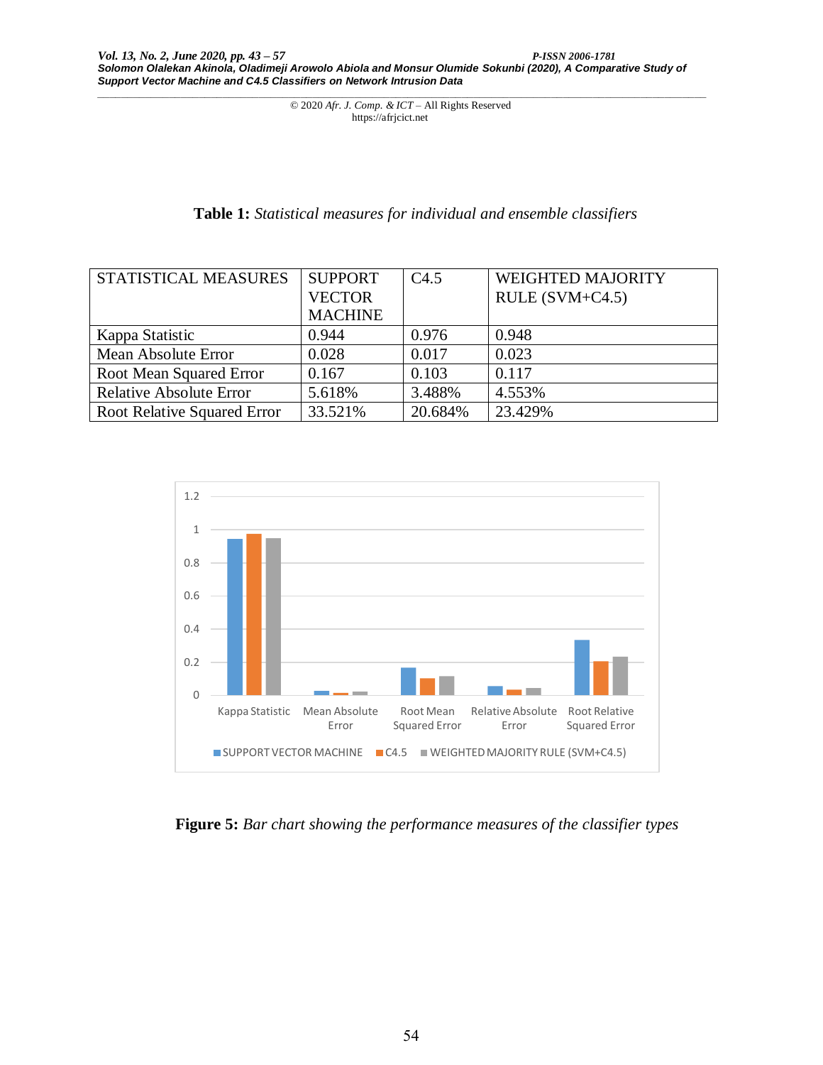**Table 1:** *Statistical measures for individual and ensemble classifiers*

| STATISTICAL MEASURES | SUPPORT VECTOR MACHINE | C4.5 | WEIGHTED MAJORITY RULE (SVM+C4.5) |
|---|---|---|---|
| Kappa Statistic | 0.944 | 0.976 | 0.948 |
| Mean Absolute Error | 0.028 | 0.017 | 0.023 |
| Root Mean Squared Error | 0.167 | 0.103 | 0.117 |
| Relative Absolute Error | 5.618% | 3.488% | 4.553% |
| Root Relative Squared Error | 33.521% | 20.684% | 23.429% |

**Figure 5:** *Bar chart showing the performance measures of the classifier types*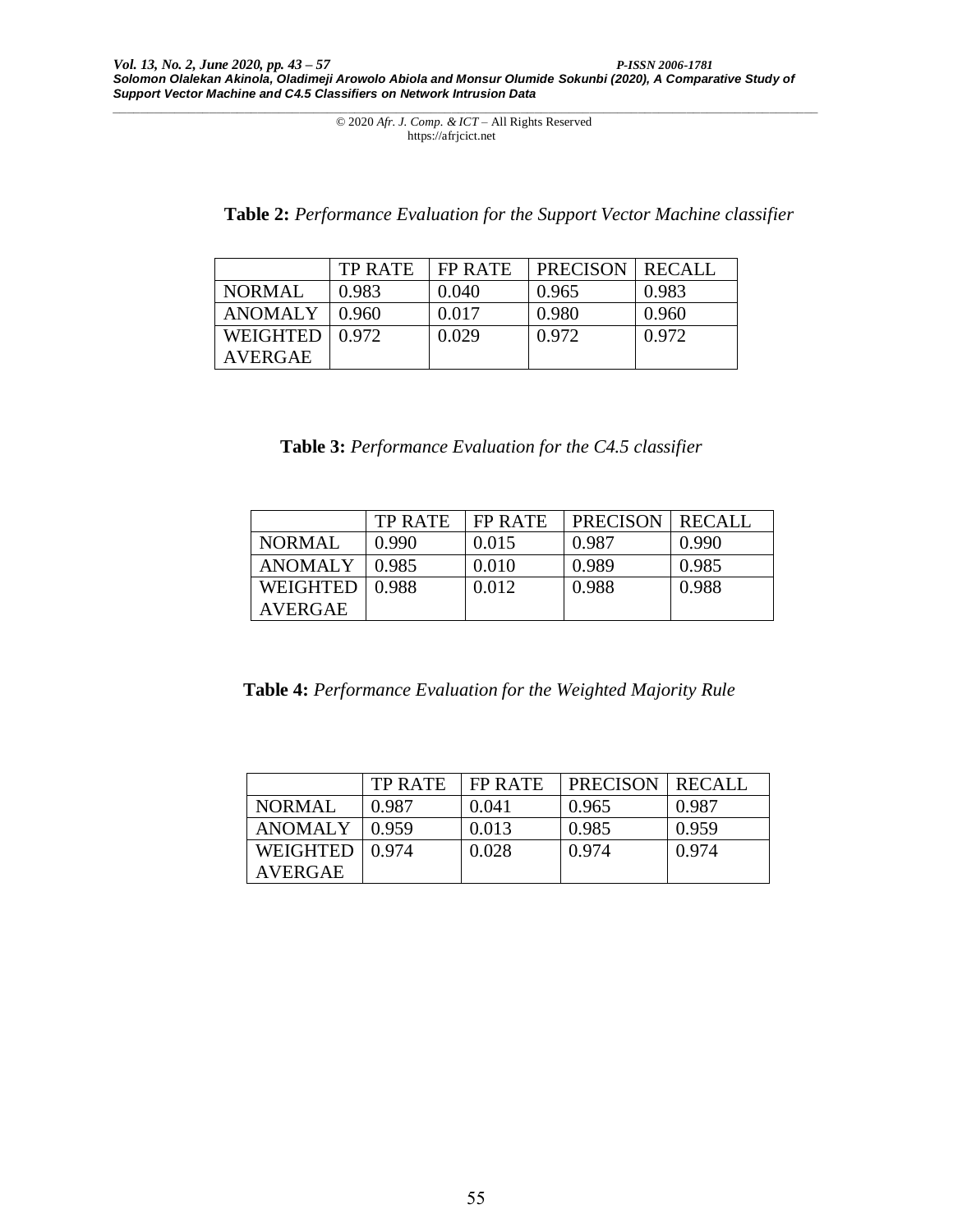**Table 2:** *Performance Evaluation for the Support Vector Machine classifier*

| | TP RATE | FP RATE | PRECISON | RECALL |
|---|---|---|---|---|
| NORMAL | 0.983 | 0.040 | 0.965 | 0.983 |
| ANOMALY | 0.960 | 0.017 | 0.980 | 0.960 |
| WEIGHTED AVERGAE | 0.972 | 0.029 | 0.972 | 0.972 |

**Table 3:** *Performance Evaluation for the C4.5 classifier*

| | TP RATE | FP RATE | PRECISON | RECALL |
|---|---|---|---|---|
| NORMAL | 0.990 | 0.015 | 0.987 | 0.990 |
| ANOMALY | 0.985 | 0.010 | 0.989 | 0.985 |
| WEIGHTED AVERGAE | 0.988 | 0.012 | 0.988 | 0.988 |

**Table 4:** *Performance Evaluation for the Weighted Majority Rule*

| | TP RATE | FP RATE | PRECISON | RECALL |
|---|---|---|---|---|
| NORMAL | 0.987 | 0.041 | 0.965 | 0.987 |
| ANOMALY | 0.959 | 0.013 | 0.985 | 0.959 |
| WEIGHTED AVERGAE | 0.974 | 0.028 | 0.974 | 0.974 |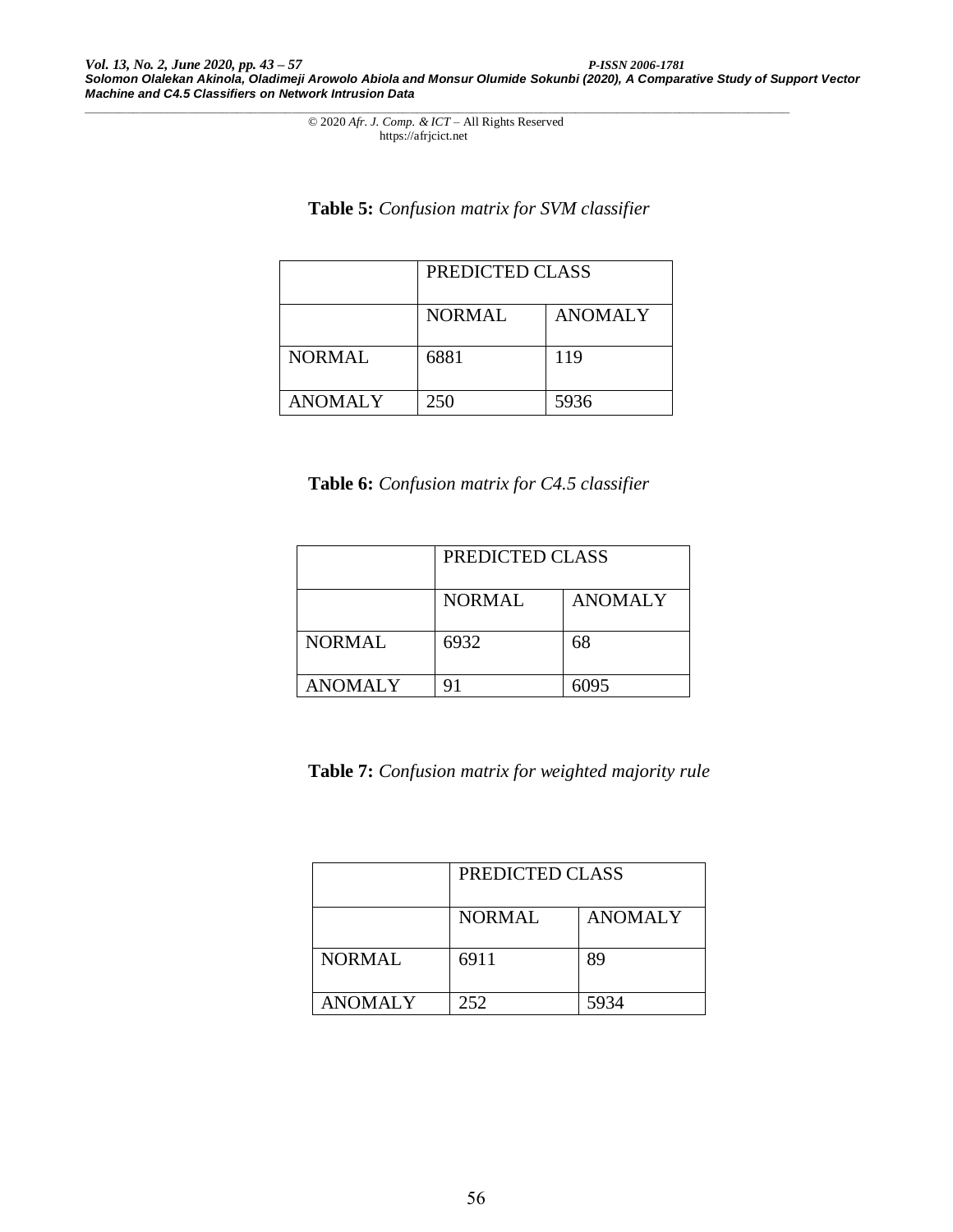**Table 5:** *Confusion matrix for SVM classifier*

| | PREDICTED CLASS | |
|---|---|---|
| | NORMAL | ANOMALY |
| NORMAL | 6881 | 119 |
| ANOMALY | 250 | 5936 |

**Table 6:** *Confusion matrix for C4.5 classifier*

| | PREDICTED CLASS | |
|---|---|---|
| | NORMAL | ANOMALY |
| NORMAL | 6932 | 68 |
| ANOMALY | 91 | 6095 |

**Table 7:** *Confusion matrix for weighted majority rule*

| | PREDICTED CLASS | |
|---|---|---|
| | NORMAL | ANOMALY |
| NORMAL | 6911 | 89 |
| ANOMALY | 252 | 5934 |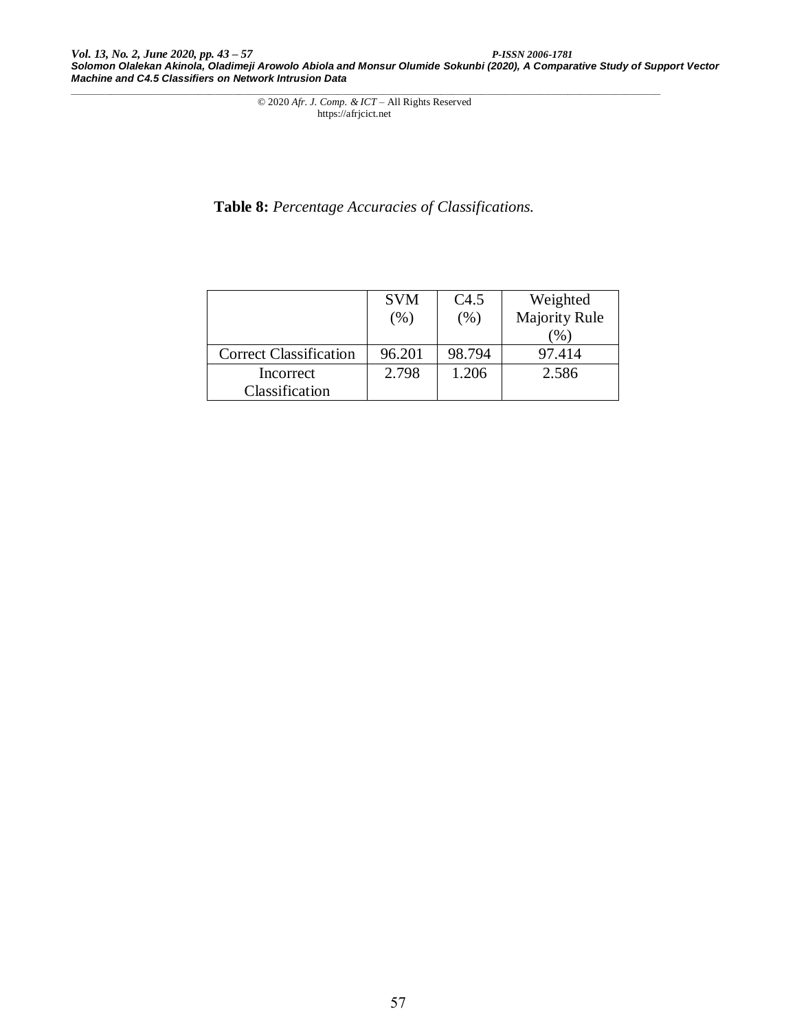**Table 8:** *Percentage Accuracies of Classifications.*

| | SVM (%) | C4.5 (%) | Weighted Majority Rule (%) |
|---|---|---|---|
| Correct Classification | 96.201 | 98.794 | 97.414 |
| Incorrect Classification | 2.798 | 1.206 | 2.586 |